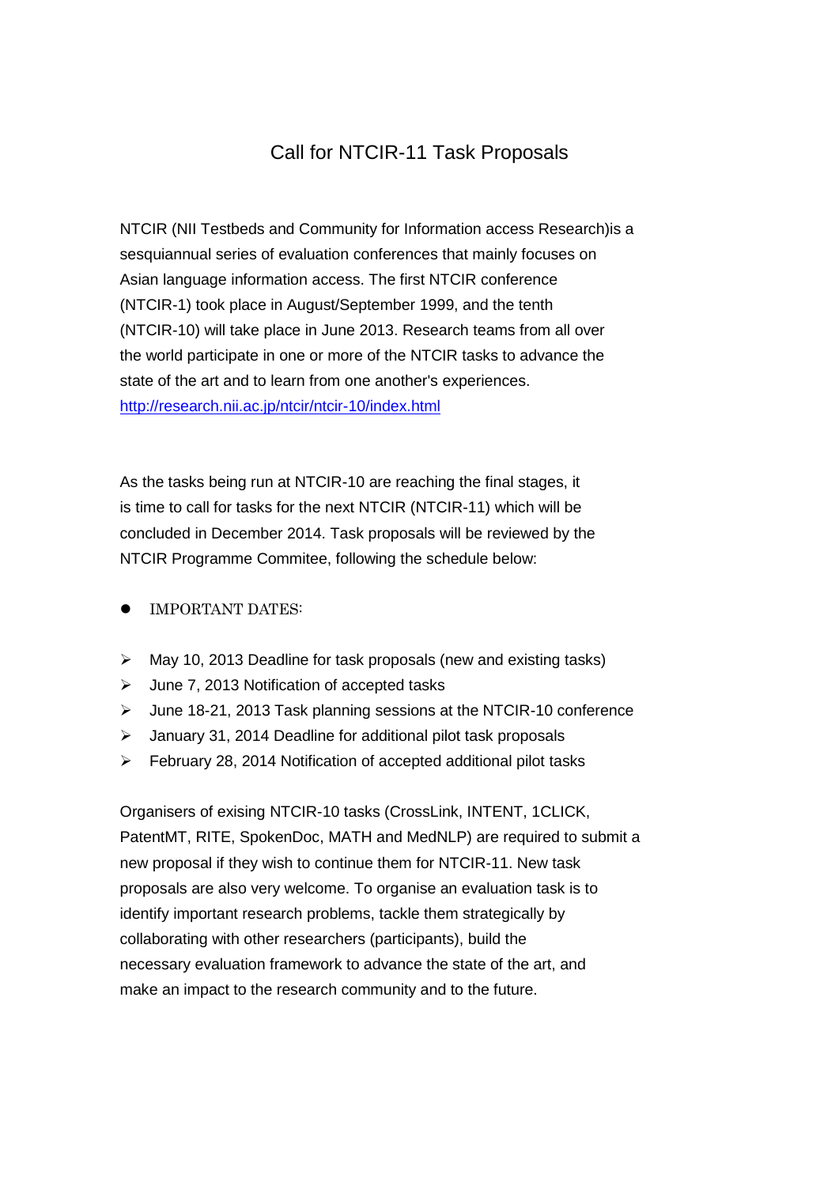# Call for NTCIR-11 Task Proposals

NTCIR (NII Testbeds and Community for Information access Research)is a sesquiannual series of evaluation conferences that mainly focuses on Asian language information access. The first NTCIR conference (NTCIR-1) took place in August/September 1999, and the tenth (NTCIR-10) will take place in June 2013. Research teams from all over the world participate in one or more of the NTCIR tasks to advance the state of the art and to learn from one another's experiences.
http://research.nii.ac.jp/ntcir/ntcir-10/index.html

As the tasks being run at NTCIR-10 are reaching the final stages, it is time to call for tasks for the next NTCIR (NTCIR-11) which will be concluded in December 2014. Task proposals will be reviewed by the NTCIR Programme Commitee, following the schedule below:

- IMPORTANT DATES:

- May 10, 2013 Deadline for task proposals (new and existing tasks)
- June 7, 2013 Notification of accepted tasks
- June 18-21, 2013 Task planning sessions at the NTCIR-10 conference
- January 31, 2014 Deadline for additional pilot task proposals
- February 28, 2014 Notification of accepted additional pilot tasks

Organisers of exising NTCIR-10 tasks (CrossLink, INTENT, 1CLICK, PatentMT, RITE, SpokenDoc, MATH and MedNLP) are required to submit a new proposal if they wish to continue them for NTCIR-11. New task proposals are also very welcome. To organise an evaluation task is to identify important research problems, tackle them strategically by collaborating with other researchers (participants), build the necessary evaluation framework to advance the state of the art, and make an impact to the research community and to the future.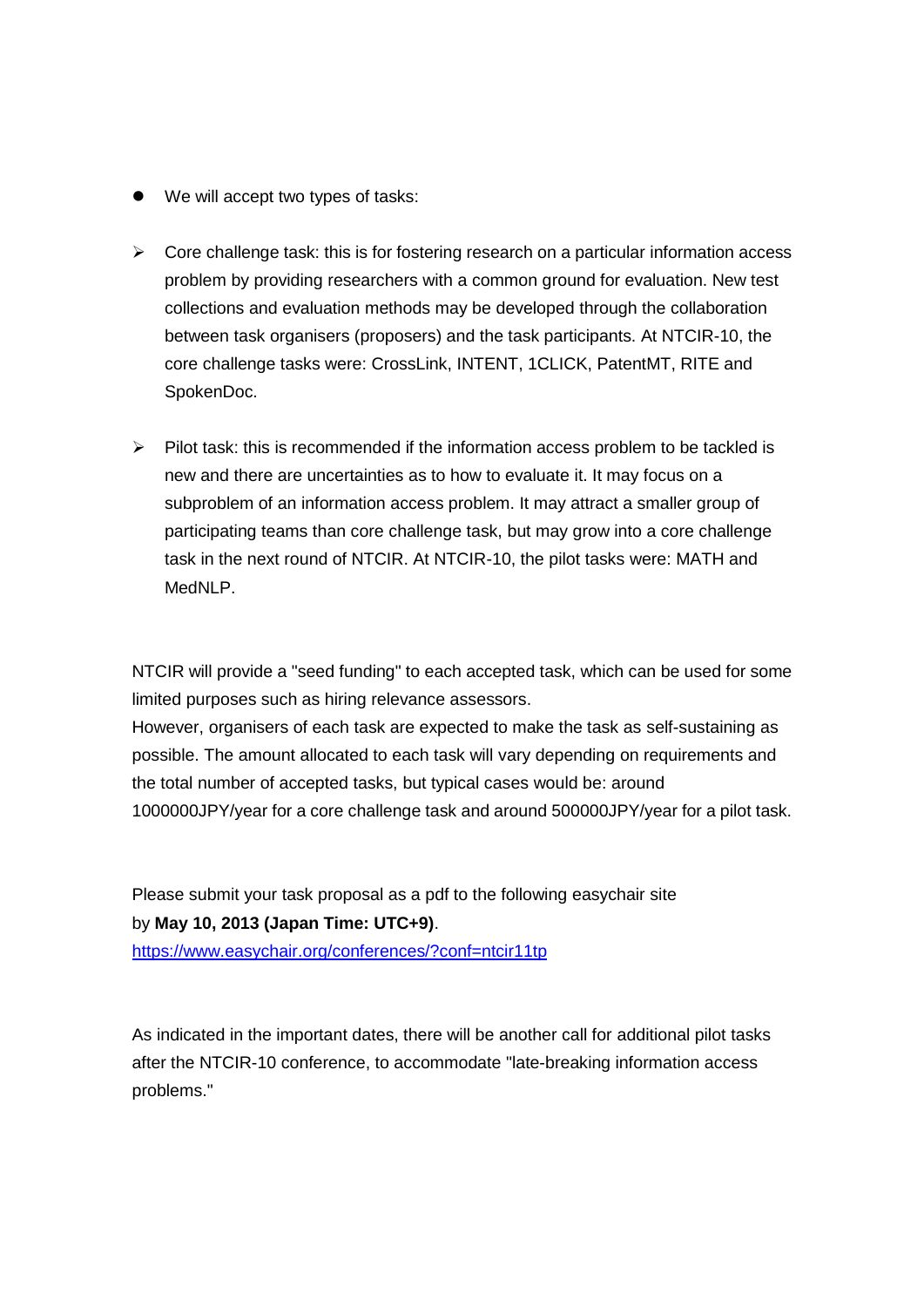- We will accept two types of tasks:

  - Core challenge task: this is for fostering research on a particular information access problem by providing researchers with a common ground for evaluation. New test collections and evaluation methods may be developed through the collaboration between task organisers (proposers) and the task participants. At NTCIR-10, the core challenge tasks were: CrossLink, INTENT, 1CLICK, PatentMT, RITE and SpokenDoc.

  - Pilot task: this is recommended if the information access problem to be tackled is new and there are uncertainties as to how to evaluate it. It may focus on a subproblem of an information access problem. It may attract a smaller group of participating teams than core challenge task, but may grow into a core challenge task in the next round of NTCIR. At NTCIR-10, the pilot tasks were: MATH and MedNLP.

NTCIR will provide a "seed funding" to each accepted task, which can be used for some limited purposes such as hiring relevance assessors.
However, organisers of each task are expected to make the task as self-sustaining as possible. The amount allocated to each task will vary depending on requirements and the total number of accepted tasks, but typical cases would be: around 1000000JPY/year for a core challenge task and around 500000JPY/year for a pilot task.

Please submit your task proposal as a pdf to the following easychair site by **May 10, 2013 (Japan Time: UTC+9)**.
https://www.easychair.org/conferences/?conf=ntcir11tp

As indicated in the important dates, there will be another call for additional pilot tasks after the NTCIR-10 conference, to accommodate "late-breaking information access problems."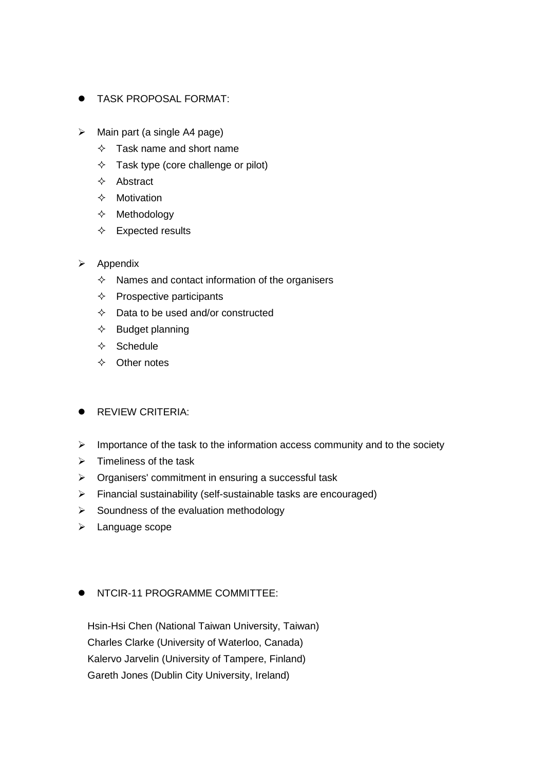- TASK PROPOSAL FORMAT:

- Main part (a single A4 page)
  - Task name and short name
  - Task type (core challenge or pilot)
  - Abstract
  - Motivation
  - Methodology
  - Expected results

- Appendix
  - Names and contact information of the organisers
  - Prospective participants
  - Data to be used and/or constructed
  - Budget planning
  - Schedule
  - Other notes

- REVIEW CRITERIA:

- Importance of the task to the information access community and to the society
- Timeliness of the task
- Organisers' commitment in ensuring a successful task
- Financial sustainability (self-sustainable tasks are encouraged)
- Soundness of the evaluation methodology
- Language scope

- NTCIR-11 PROGRAMME COMMITTEE:

Hsin-Hsi Chen (National Taiwan University, Taiwan)
Charles Clarke (University of Waterloo, Canada)
Kalervo Jarvelin (University of Tampere, Finland)
Gareth Jones (Dublin City University, Ireland)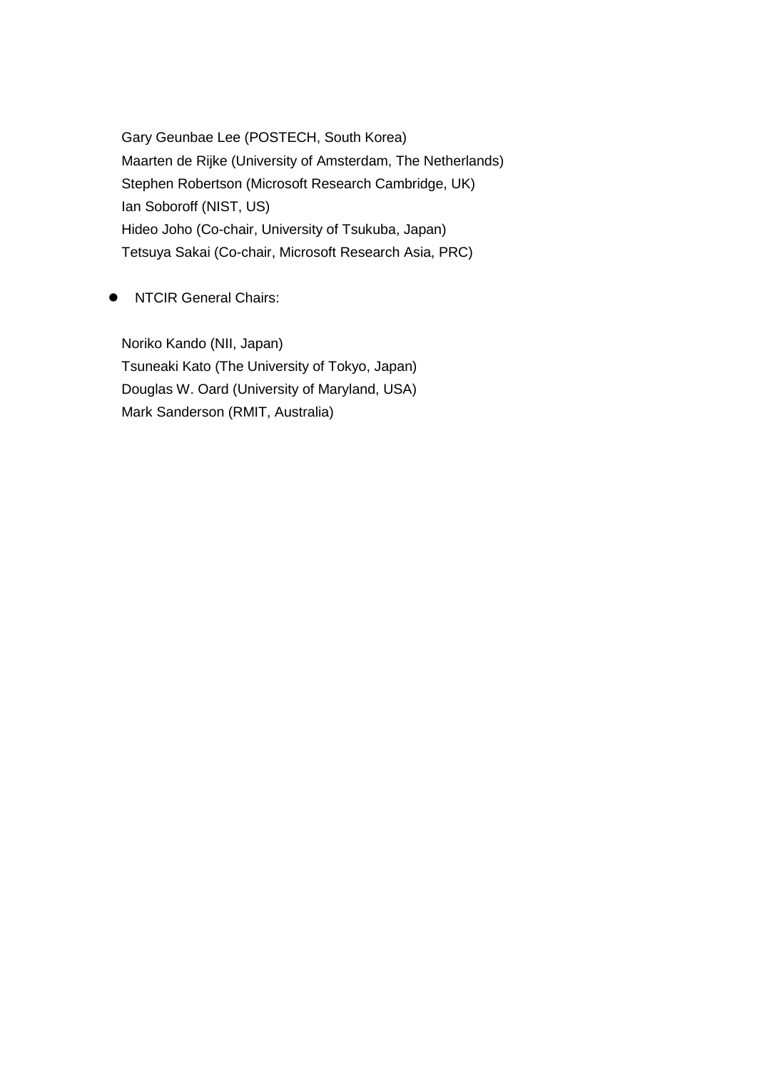Gary Geunbae Lee (POSTECH, South Korea)
Maarten de Rijke (University of Amsterdam, The Netherlands)
Stephen Robertson (Microsoft Research Cambridge, UK)
Ian Soboroff (NIST, US)
Hideo Joho (Co-chair, University of Tsukuba, Japan)
Tetsuya Sakai (Co-chair, Microsoft Research Asia, PRC)

- NTCIR General Chairs:

Noriko Kando (NII, Japan)
Tsuneaki Kato (The University of Tokyo, Japan)
Douglas W. Oard (University of Maryland, USA)
Mark Sanderson (RMIT, Australia)